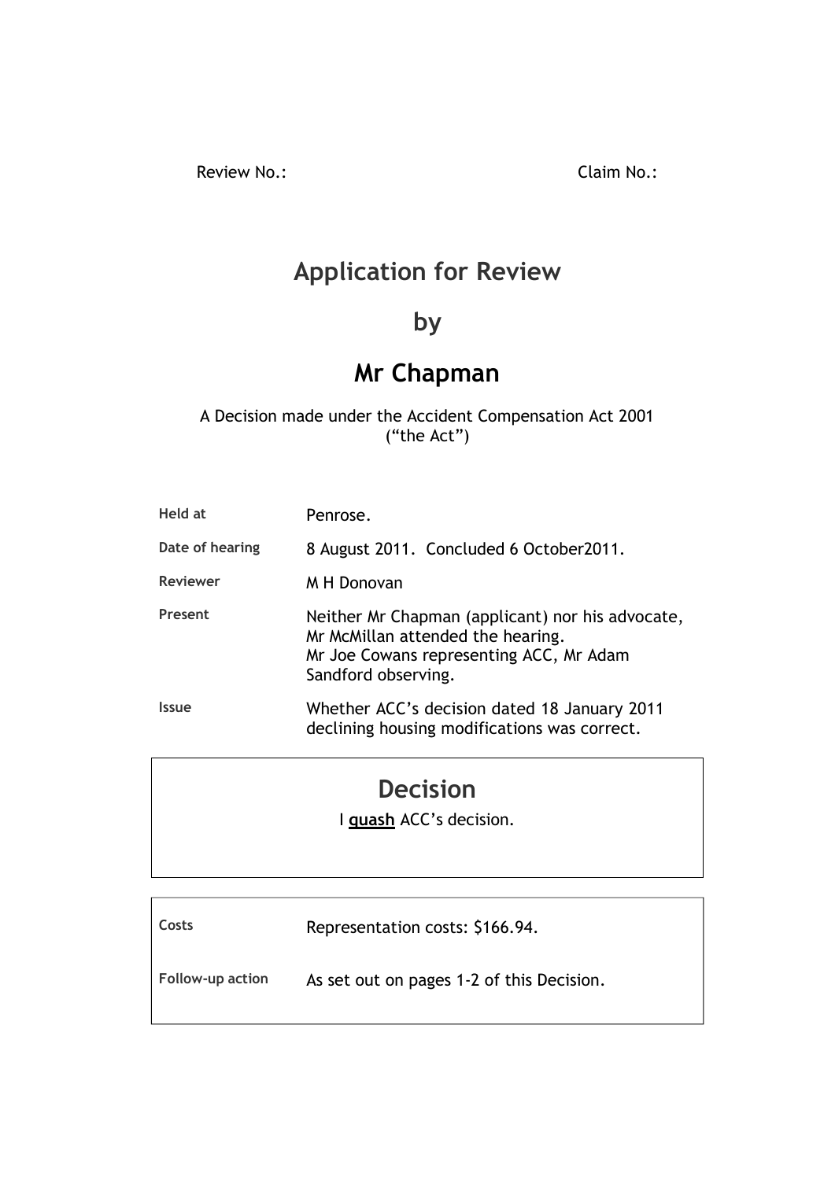Review No.: Claim No.:

# Application for Review

## by

# Mr Chapman

A Decision made under the Accident Compensation Act 2001
("the Act")

| | |
|---|---|
| **Held at** | Penrose. |
| **Date of hearing** | 8 August 2011. Concluded 6 October2011. |
| **Reviewer** | M H Donovan |
| **Present** | Neither Mr Chapman (applicant) nor his advocate, Mr McMillan attended the hearing. Mr Joe Cowans representing ACC, Mr Adam Sandford observing. |
| **Issue** | Whether ACC's decision dated 18 January 2011 declining housing modifications was correct. |

## Decision

I **quash** ACC's decision.

| | |
|---|---|
| **Costs** | Representation costs: $166.94. |
| **Follow-up action** | As set out on pages 1-2 of this Decision. |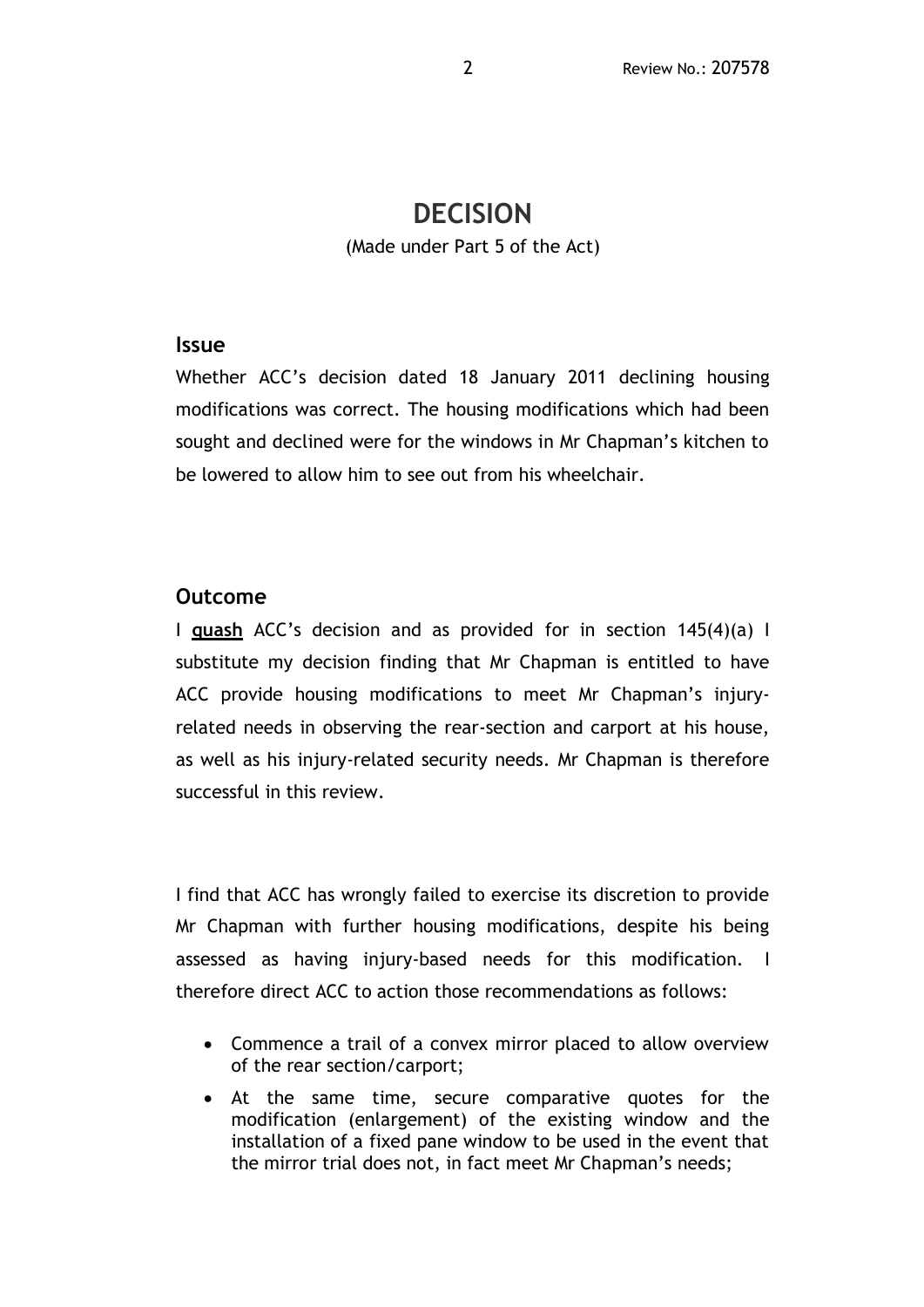# DECISION

(Made under Part 5 of the Act)

## Issue

Whether ACC's decision dated 18 January 2011 declining housing modifications was correct. The housing modifications which had been sought and declined were for the windows in Mr Chapman's kitchen to be lowered to allow him to see out from his wheelchair.

## Outcome

I **quash** ACC's decision and as provided for in section 145(4)(a) I substitute my decision finding that Mr Chapman is entitled to have ACC provide housing modifications to meet Mr Chapman's injury-related needs in observing the rear-section and carport at his house, as well as his injury-related security needs. Mr Chapman is therefore successful in this review.

I find that ACC has wrongly failed to exercise its discretion to provide Mr Chapman with further housing modifications, despite his being assessed as having injury-based needs for this modification. I therefore direct ACC to action those recommendations as follows:

- Commence a trail of a convex mirror placed to allow overview of the rear section/carport;
- At the same time, secure comparative quotes for the modification (enlargement) of the existing window and the installation of a fixed pane window to be used in the event that the mirror trial does not, in fact meet Mr Chapman's needs;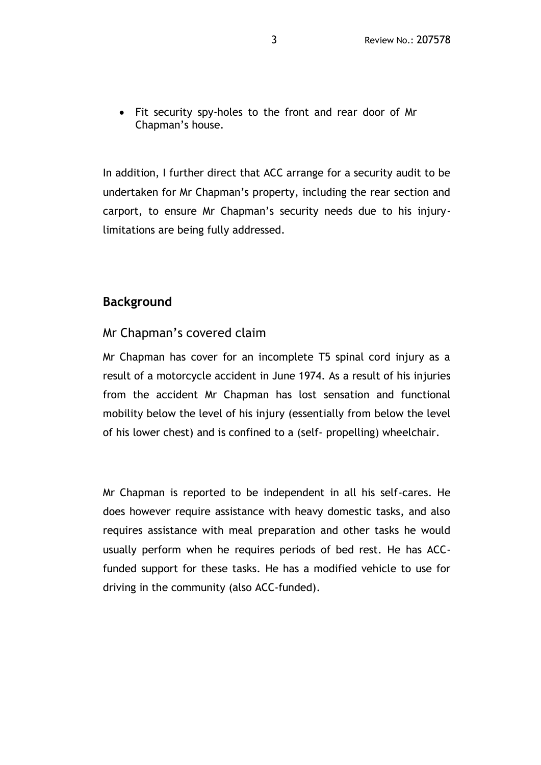- Fit security spy-holes to the front and rear door of Mr Chapman's house.

In addition, I further direct that ACC arrange for a security audit to be undertaken for Mr Chapman's property, including the rear section and carport, to ensure Mr Chapman's security needs due to his injury-limitations are being fully addressed.

## Background

### Mr Chapman's covered claim

Mr Chapman has cover for an incomplete T5 spinal cord injury as a result of a motorcycle accident in June 1974. As a result of his injuries from the accident Mr Chapman has lost sensation and functional mobility below the level of his injury (essentially from below the level of his lower chest) and is confined to a (self- propelling) wheelchair.

Mr Chapman is reported to be independent in all his self-cares. He does however require assistance with heavy domestic tasks, and also requires assistance with meal preparation and other tasks he would usually perform when he requires periods of bed rest. He has ACC-funded support for these tasks. He has a modified vehicle to use for driving in the community (also ACC-funded).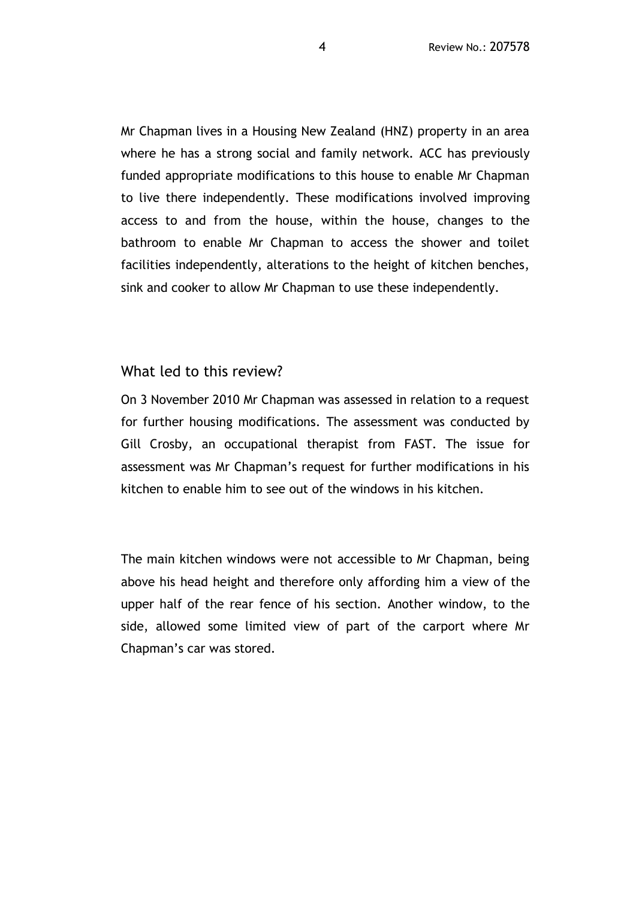Mr Chapman lives in a Housing New Zealand (HNZ) property in an area where he has a strong social and family network. ACC has previously funded appropriate modifications to this house to enable Mr Chapman to live there independently. These modifications involved improving access to and from the house, within the house, changes to the bathroom to enable Mr Chapman to access the shower and toilet facilities independently, alterations to the height of kitchen benches, sink and cooker to allow Mr Chapman to use these independently.

## What led to this review?

On 3 November 2010 Mr Chapman was assessed in relation to a request for further housing modifications. The assessment was conducted by Gill Crosby, an occupational therapist from FAST. The issue for assessment was Mr Chapman's request for further modifications in his kitchen to enable him to see out of the windows in his kitchen.

The main kitchen windows were not accessible to Mr Chapman, being above his head height and therefore only affording him a view of the upper half of the rear fence of his section. Another window, to the side, allowed some limited view of part of the carport where Mr Chapman's car was stored.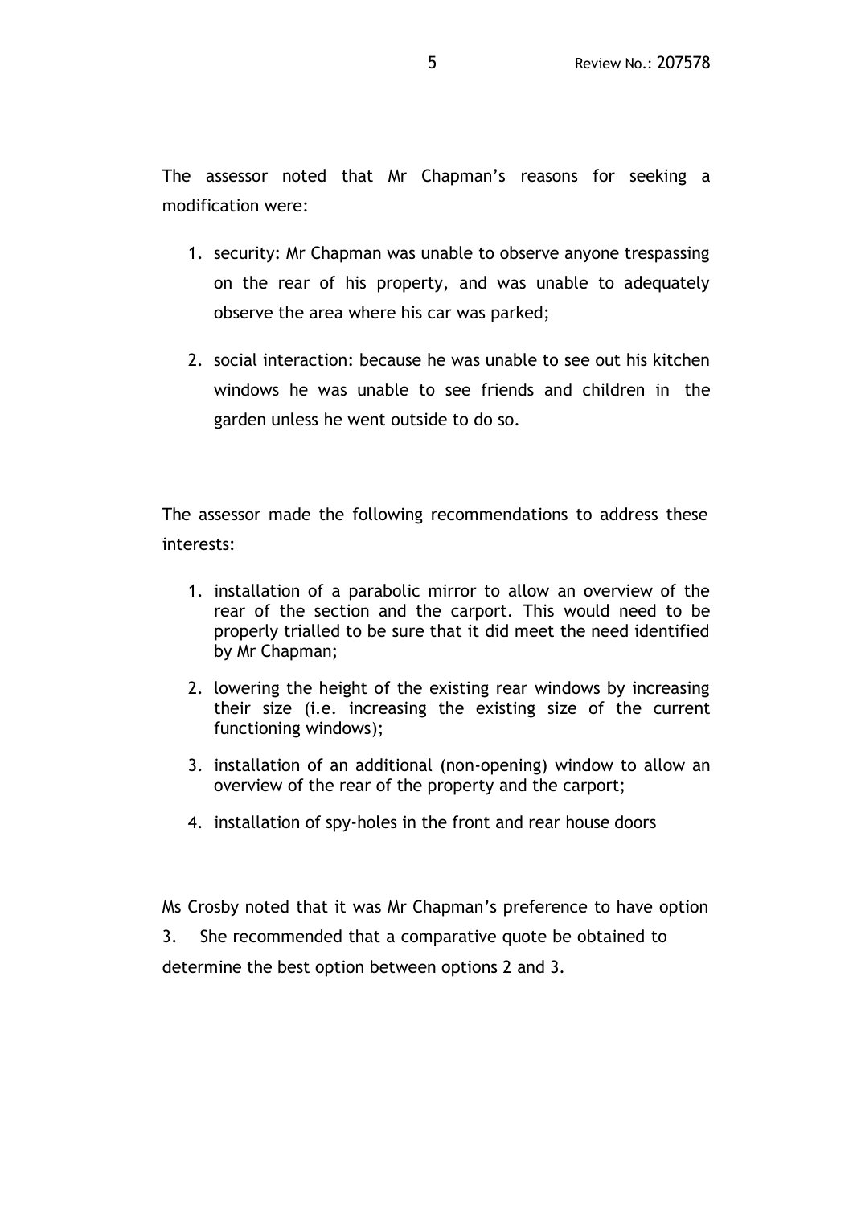The assessor noted that Mr Chapman's reasons for seeking a modification were:

1. security: Mr Chapman was unable to observe anyone trespassing on the rear of his property, and was unable to adequately observe the area where his car was parked;

2. social interaction: because he was unable to see out his kitchen windows he was unable to see friends and children in the garden unless he went outside to do so.

The assessor made the following recommendations to address these interests:

1. installation of a parabolic mirror to allow an overview of the rear of the section and the carport. This would need to be properly trialled to be sure that it did meet the need identified by Mr Chapman;

2. lowering the height of the existing rear windows by increasing their size (i.e. increasing the existing size of the current functioning windows);

3. installation of an additional (non-opening) window to allow an overview of the rear of the property and the carport;

4. installation of spy-holes in the front and rear house doors

Ms Crosby noted that it was Mr Chapman's preference to have option 3. She recommended that a comparative quote be obtained to determine the best option between options 2 and 3.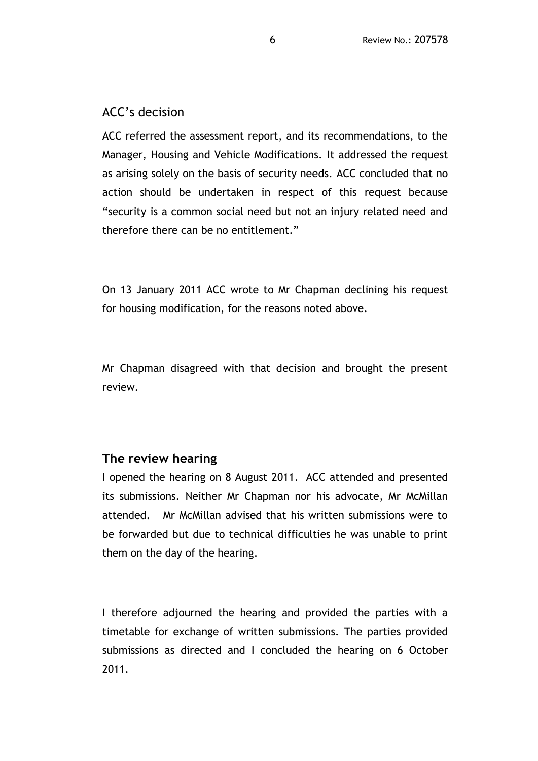## ACC's decision

ACC referred the assessment report, and its recommendations, to the Manager, Housing and Vehicle Modifications. It addressed the request as arising solely on the basis of security needs. ACC concluded that no action should be undertaken in respect of this request because "security is a common social need but not an injury related need and therefore there can be no entitlement."

On 13 January 2011 ACC wrote to Mr Chapman declining his request for housing modification, for the reasons noted above.

Mr Chapman disagreed with that decision and brought the present review.

## The review hearing

I opened the hearing on 8 August 2011. ACC attended and presented its submissions. Neither Mr Chapman nor his advocate, Mr McMillan attended. Mr McMillan advised that his written submissions were to be forwarded but due to technical difficulties he was unable to print them on the day of the hearing.

I therefore adjourned the hearing and provided the parties with a timetable for exchange of written submissions. The parties provided submissions as directed and I concluded the hearing on 6 October 2011.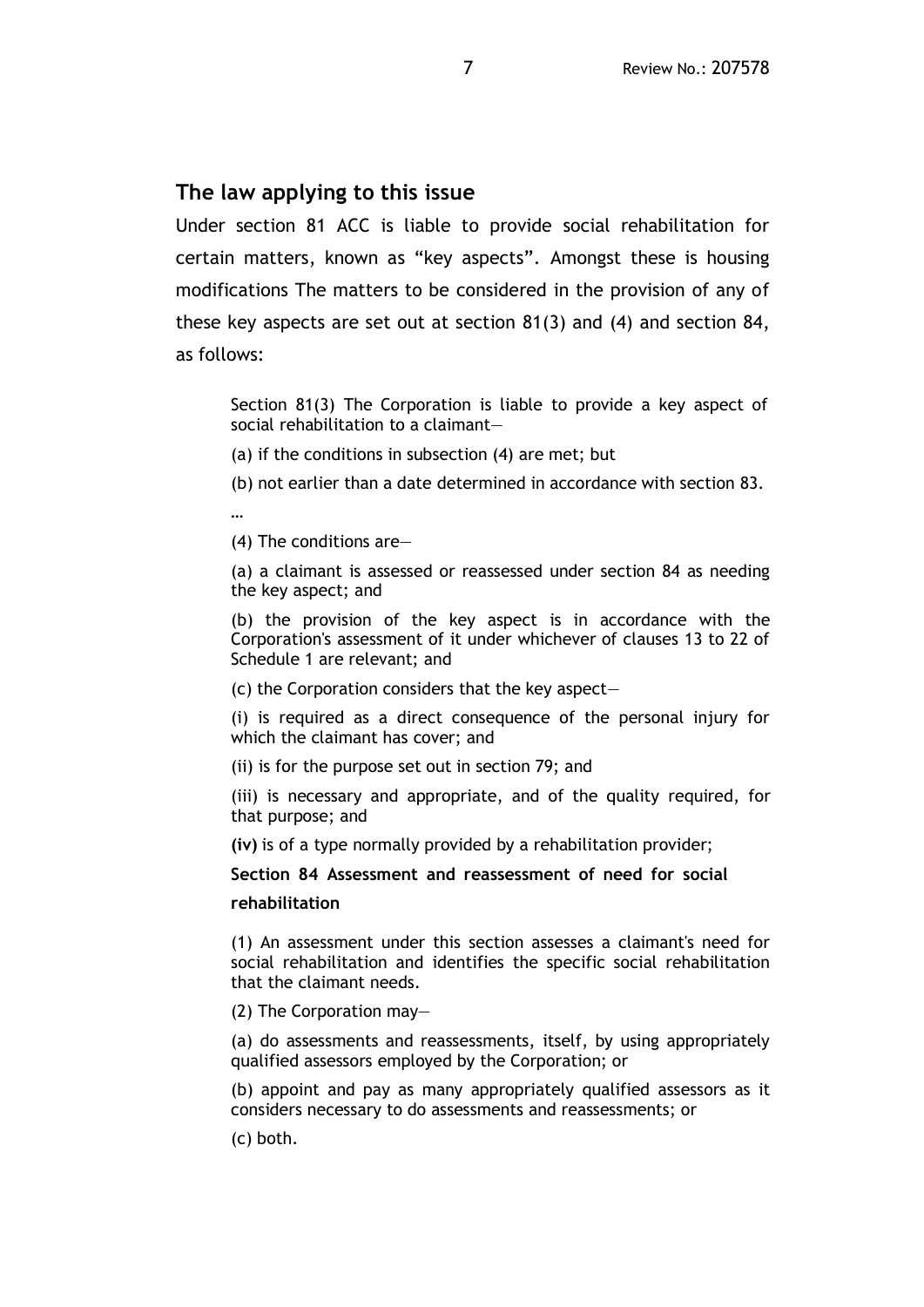## The law applying to this issue

Under section 81 ACC is liable to provide social rehabilitation for certain matters, known as "key aspects". Amongst these is housing modifications The matters to be considered in the provision of any of these key aspects are set out at section 81(3) and (4) and section 84, as follows:

> Section 81(3) The Corporation is liable to provide a key aspect of social rehabilitation to a claimant—
>
> (a) if the conditions in subsection (4) are met; but
>
> (b) not earlier than a date determined in accordance with section 83.
>
> …
>
> (4) The conditions are—
>
> (a) a claimant is assessed or reassessed under section 84 as needing the key aspect; and
>
> (b) the provision of the key aspect is in accordance with the Corporation's assessment of it under whichever of clauses 13 to 22 of Schedule 1 are relevant; and
>
> (c) the Corporation considers that the key aspect—
>
> (i) is required as a direct consequence of the personal injury for which the claimant has cover; and
>
> (ii) is for the purpose set out in section 79; and
>
> (iii) is necessary and appropriate, and of the quality required, for that purpose; and
>
> **(iv)** is of a type normally provided by a rehabilitation provider;
>
> **Section 84 Assessment and reassessment of need for social rehabilitation**
>
> (1) An assessment under this section assesses a claimant's need for social rehabilitation and identifies the specific social rehabilitation that the claimant needs.
>
> (2) The Corporation may—
>
> (a) do assessments and reassessments, itself, by using appropriately qualified assessors employed by the Corporation; or
>
> (b) appoint and pay as many appropriately qualified assessors as it considers necessary to do assessments and reassessments; or
>
> (c) both.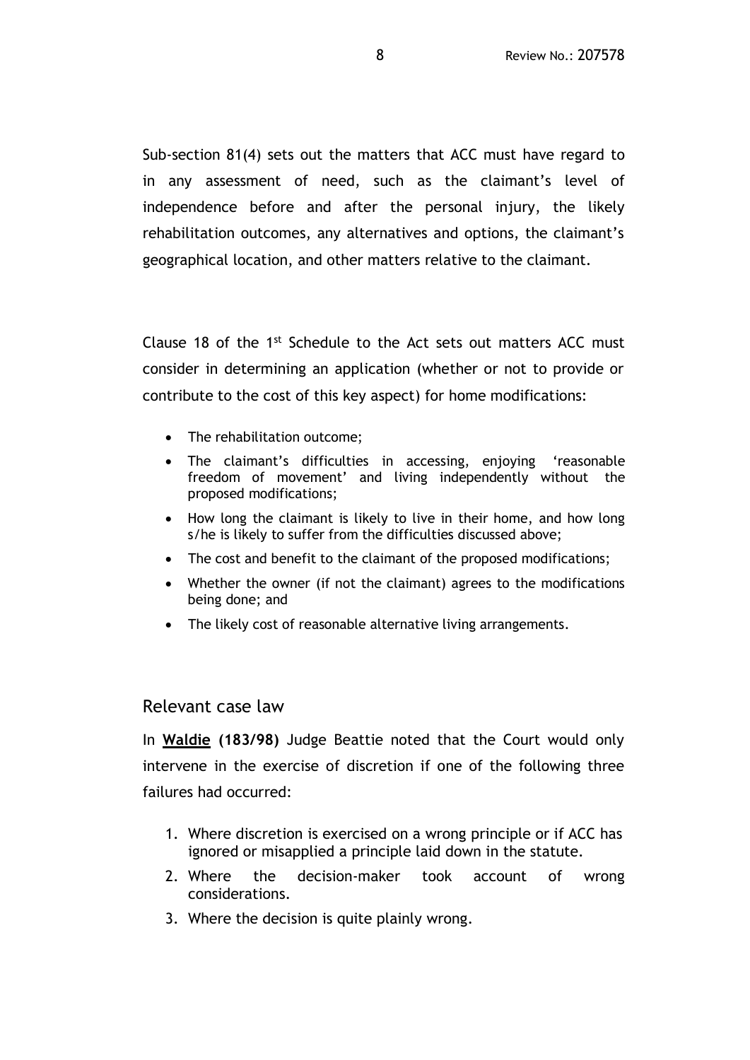Sub-section 81(4) sets out the matters that ACC must have regard to in any assessment of need, such as the claimant's level of independence before and after the personal injury, the likely rehabilitation outcomes, any alternatives and options, the claimant's geographical location, and other matters relative to the claimant.

Clause 18 of the 1st Schedule to the Act sets out matters ACC must consider in determining an application (whether or not to provide or contribute to the cost of this key aspect) for home modifications:

- The rehabilitation outcome;
- The claimant's difficulties in accessing, enjoying 'reasonable freedom of movement' and living independently without the proposed modifications;
- How long the claimant is likely to live in their home, and how long s/he is likely to suffer from the difficulties discussed above;
- The cost and benefit to the claimant of the proposed modifications;
- Whether the owner (if not the claimant) agrees to the modifications being done; and
- The likely cost of reasonable alternative living arrangements.

## Relevant case law

In **Waldie (183/98)** Judge Beattie noted that the Court would only intervene in the exercise of discretion if one of the following three failures had occurred:

1. Where discretion is exercised on a wrong principle or if ACC has ignored or misapplied a principle laid down in the statute.
2. Where the decision-maker took account of wrong considerations.
3. Where the decision is quite plainly wrong.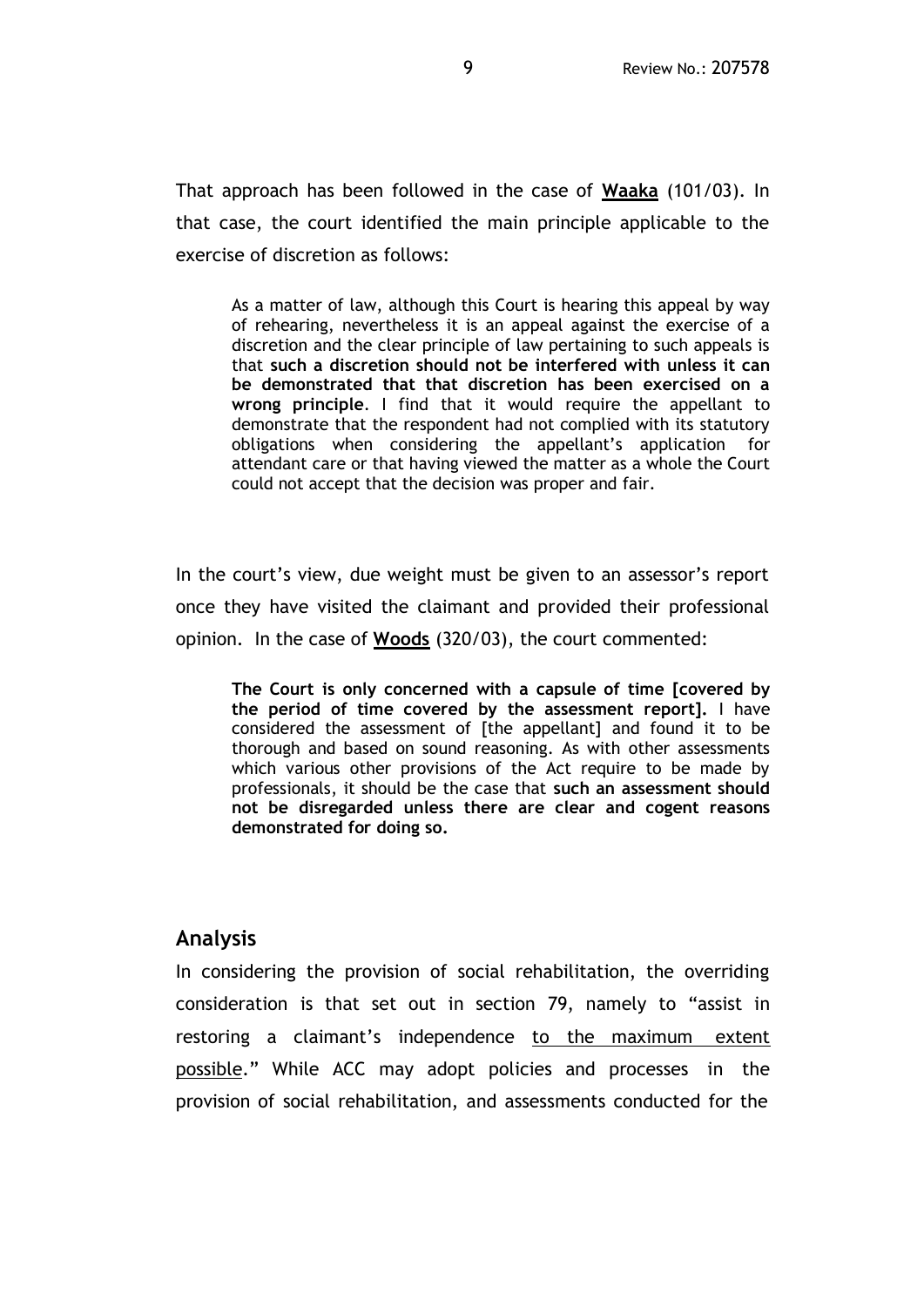That approach has been followed in the case of **<u>Waaka</u>** (101/03). In that case, the court identified the main principle applicable to the exercise of discretion as follows:

> As a matter of law, although this Court is hearing this appeal by way of rehearing, nevertheless it is an appeal against the exercise of a discretion and the clear principle of law pertaining to such appeals is that **such a discretion should not be interfered with unless it can be demonstrated that that discretion has been exercised on a wrong principle**. I find that it would require the appellant to demonstrate that the respondent had not complied with its statutory obligations when considering the appellant's application for attendant care or that having viewed the matter as a whole the Court could not accept that the decision was proper and fair.

In the court's view, due weight must be given to an assessor's report once they have visited the claimant and provided their professional opinion. In the case of **<u>Woods</u>** (320/03), the court commented:

> **The Court is only concerned with a capsule of time [covered by the period of time covered by the assessment report].** I have considered the assessment of [the appellant] and found it to be thorough and based on sound reasoning. As with other assessments which various other provisions of the Act require to be made by professionals, it should be the case that **such an assessment should not be disregarded unless there are clear and cogent reasons demonstrated for doing so.**

## Analysis

In considering the provision of social rehabilitation, the overriding consideration is that set out in section 79, namely to "assist in restoring a claimant's independence <u>to the maximum extent possible</u>." While ACC may adopt policies and processes in the provision of social rehabilitation, and assessments conducted for the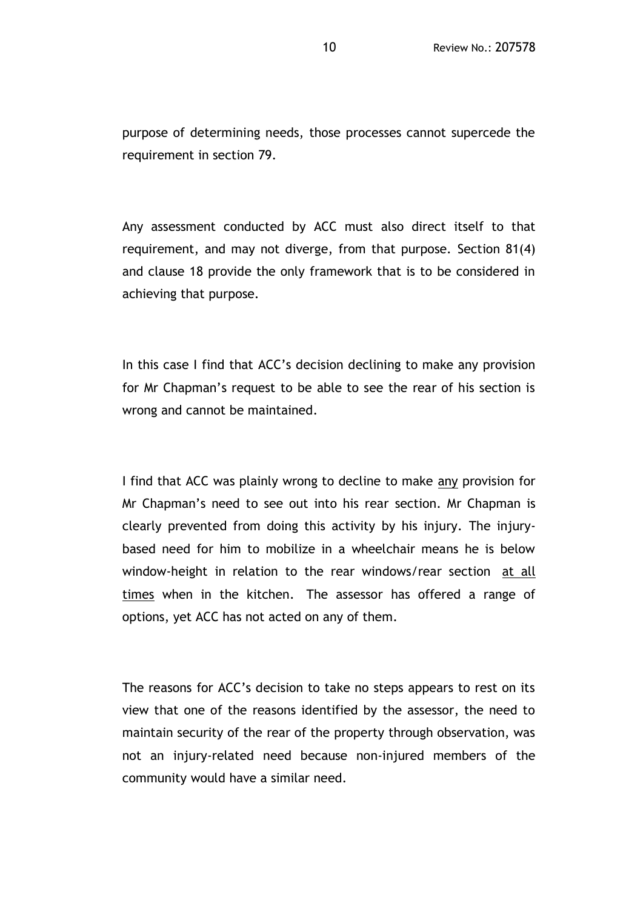purpose of determining needs, those processes cannot supercede the requirement in section 79.

Any assessment conducted by ACC must also direct itself to that requirement, and may not diverge, from that purpose. Section 81(4) and clause 18 provide the only framework that is to be considered in achieving that purpose.

In this case I find that ACC's decision declining to make any provision for Mr Chapman's request to be able to see the rear of his section is wrong and cannot be maintained.

I find that ACC was plainly wrong to decline to make <u>any</u> provision for Mr Chapman's need to see out into his rear section. Mr Chapman is clearly prevented from doing this activity by his injury. The injury-based need for him to mobilize in a wheelchair means he is below window-height in relation to the rear windows/rear section <u>at all times</u> when in the kitchen. The assessor has offered a range of options, yet ACC has not acted on any of them.

The reasons for ACC's decision to take no steps appears to rest on its view that one of the reasons identified by the assessor, the need to maintain security of the rear of the property through observation, was not an injury-related need because non-injured members of the community would have a similar need.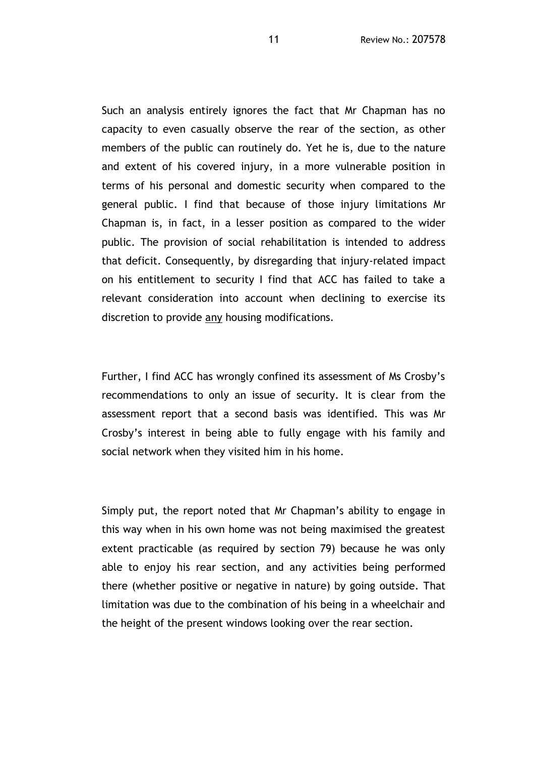Such an analysis entirely ignores the fact that Mr Chapman has no capacity to even casually observe the rear of the section, as other members of the public can routinely do. Yet he is, due to the nature and extent of his covered injury, in a more vulnerable position in terms of his personal and domestic security when compared to the general public. I find that because of those injury limitations Mr Chapman is, in fact, in a lesser position as compared to the wider public. The provision of social rehabilitation is intended to address that deficit. Consequently, by disregarding that injury-related impact on his entitlement to security I find that ACC has failed to take a relevant consideration into account when declining to exercise its discretion to provide <u>any</u> housing modifications.

Further, I find ACC has wrongly confined its assessment of Ms Crosby's recommendations to only an issue of security. It is clear from the assessment report that a second basis was identified. This was Mr Crosby's interest in being able to fully engage with his family and social network when they visited him in his home.

Simply put, the report noted that Mr Chapman's ability to engage in this way when in his own home was not being maximised the greatest extent practicable (as required by section 79) because he was only able to enjoy his rear section, and any activities being performed there (whether positive or negative in nature) by going outside. That limitation was due to the combination of his being in a wheelchair and the height of the present windows looking over the rear section.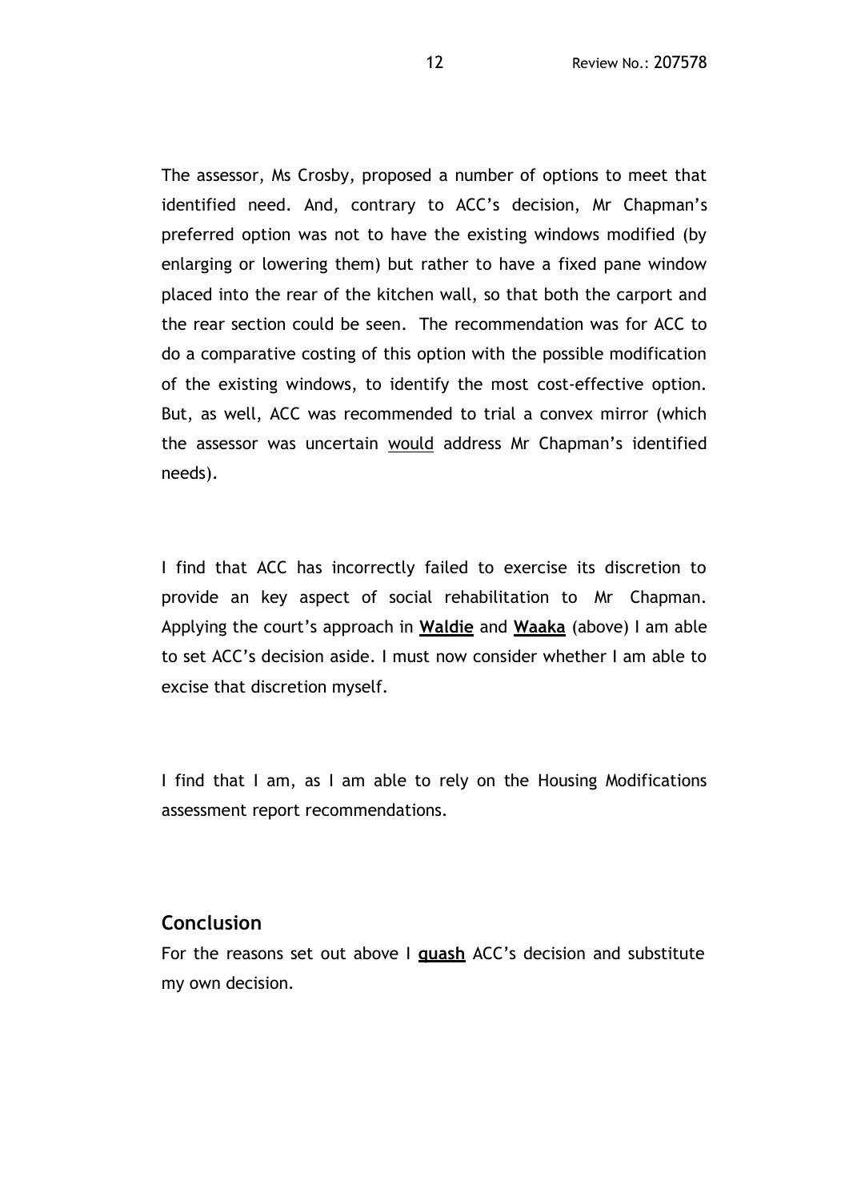The assessor, Ms Crosby, proposed a number of options to meet that identified need. And, contrary to ACC's decision, Mr Chapman's preferred option was not to have the existing windows modified (by enlarging or lowering them) but rather to have a fixed pane window placed into the rear of the kitchen wall, so that both the carport and the rear section could be seen. The recommendation was for ACC to do a comparative costing of this option with the possible modification of the existing windows, to identify the most cost-effective option. But, as well, ACC was recommended to trial a convex mirror (which the assessor was uncertain would address Mr Chapman's identified needs).

I find that ACC has incorrectly failed to exercise its discretion to provide an key aspect of social rehabilitation to Mr Chapman. Applying the court's approach in **Waldie** and **Waaka** (above) I am able to set ACC's decision aside. I must now consider whether I am able to excise that discretion myself.

I find that I am, as I am able to rely on the Housing Modifications assessment report recommendations.

## Conclusion

For the reasons set out above I **quash** ACC's decision and substitute my own decision.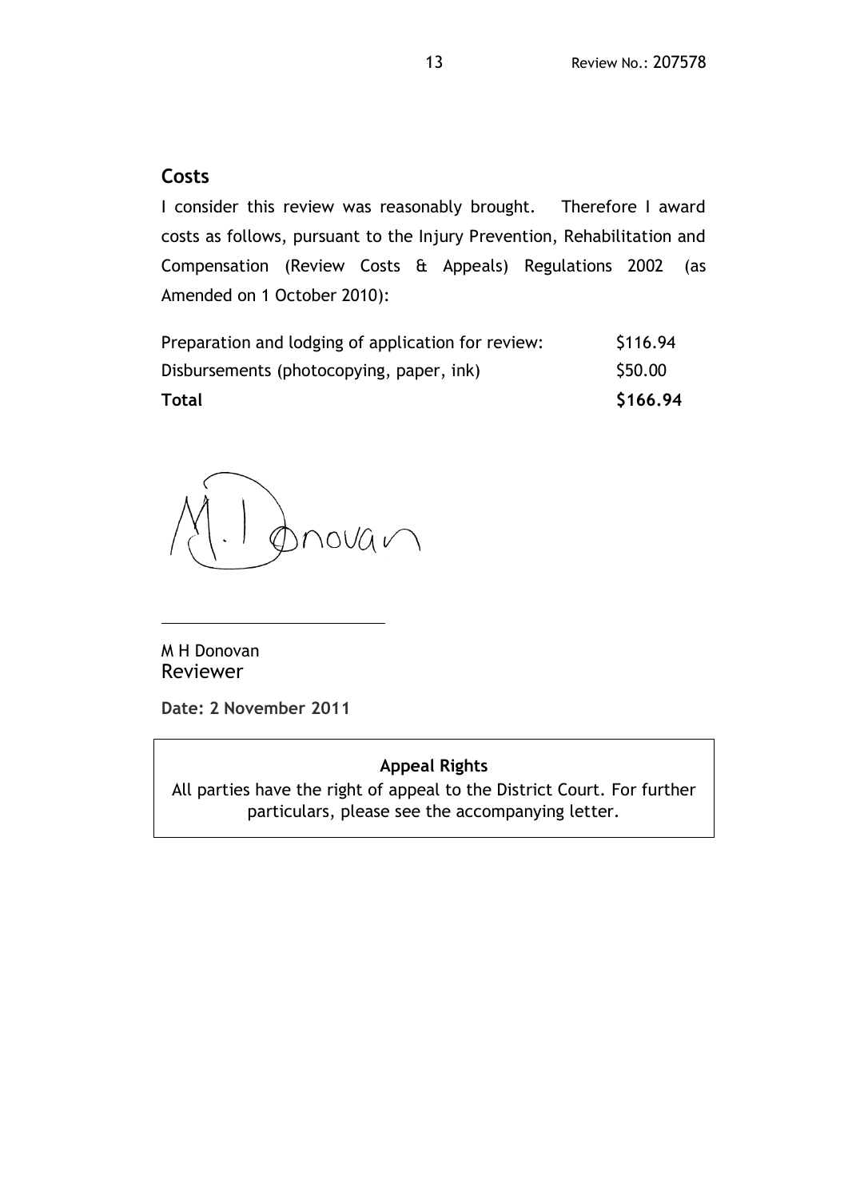## Costs

I consider this review was reasonably brought. Therefore I award costs as follows, pursuant to the Injury Prevention, Rehabilitation and Compensation (Review Costs & Appeals) Regulations 2002 (as Amended on 1 October 2010):

| | |
|---|---|
| Preparation and lodging of application for review: | $116.94 |
| Disbursements (photocopying, paper, ink) | $50.00 |
| **Total** | **$166.94** |

M H Donovan
Reviewer

**Date: 2 November 2011**

**Appeal Rights**

All parties have the right of appeal to the District Court. For further particulars, please see the accompanying letter.